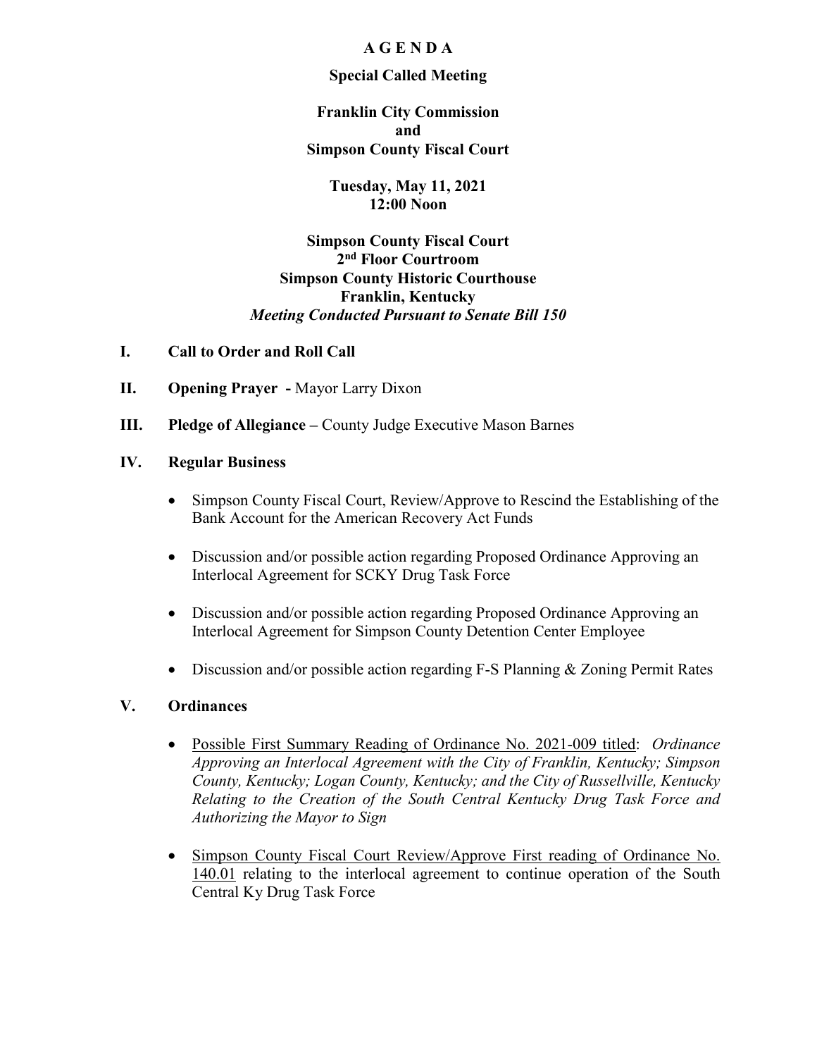# A G E N D A

**Special Called Meeting**

**Franklin City Commission**
**and**
**Simpson County Fiscal Court**

**Tuesday, May 11, 2021**
**12:00 Noon**

**Simpson County Fiscal Court**
**2nd Floor Courtroom**
**Simpson County Historic Courthouse**
**Franklin, Kentucky**
***Meeting Conducted Pursuant to Senate Bill 150***

## I. Call to Order and Roll Call

## II. Opening Prayer - Mayor Larry Dixon

## III. Pledge of Allegiance – County Judge Executive Mason Barnes

## IV. Regular Business

- Simpson County Fiscal Court, Review/Approve to Rescind the Establishing of the Bank Account for the American Recovery Act Funds
- Discussion and/or possible action regarding Proposed Ordinance Approving an Interlocal Agreement for SCKY Drug Task Force
- Discussion and/or possible action regarding Proposed Ordinance Approving an Interlocal Agreement for Simpson County Detention Center Employee
- Discussion and/or possible action regarding F-S Planning & Zoning Permit Rates

## V. Ordinances

- Possible First Summary Reading of Ordinance No. 2021-009 titled: *Ordinance Approving an Interlocal Agreement with the City of Franklin, Kentucky; Simpson County, Kentucky; Logan County, Kentucky; and the City of Russellville, Kentucky Relating to the Creation of the South Central Kentucky Drug Task Force and Authorizing the Mayor to Sign*
- Simpson County Fiscal Court Review/Approve First reading of Ordinance No. 140.01 relating to the interlocal agreement to continue operation of the South Central Ky Drug Task Force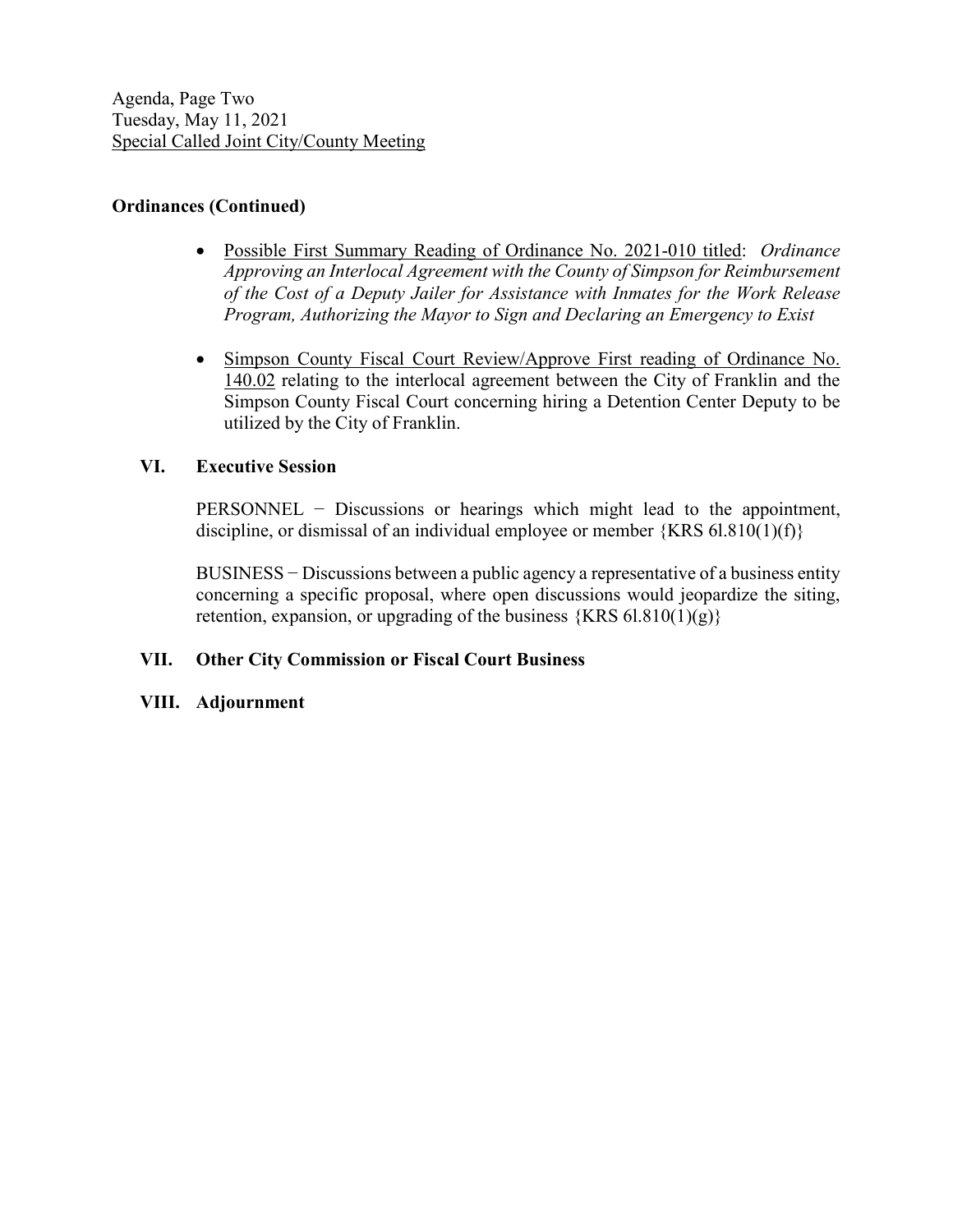Agenda, Page Two
Tuesday, May 11, 2021
Special Called Joint City/County Meeting

**Ordinances (Continued)**

- Possible First Summary Reading of Ordinance No. 2021-010 titled: *Ordinance Approving an Interlocal Agreement with the County of Simpson for Reimbursement of the Cost of a Deputy Jailer for Assistance with Inmates for the Work Release Program, Authorizing the Mayor to Sign and Declaring an Emergency to Exist*

- Simpson County Fiscal Court Review/Approve First reading of Ordinance No. 140.02 relating to the interlocal agreement between the City of Franklin and the Simpson County Fiscal Court concerning hiring a Detention Center Deputy to be utilized by the City of Franklin.

**VI. Executive Session**

PERSONNEL − Discussions or hearings which might lead to the appointment, discipline, or dismissal of an individual employee or member {KRS 6l.810(1)(f)}

BUSINESS − Discussions between a public agency a representative of a business entity concerning a specific proposal, where open discussions would jeopardize the siting, retention, expansion, or upgrading of the business {KRS 6l.810(1)(g)}

**VII. Other City Commission or Fiscal Court Business**

**VIII. Adjournment**